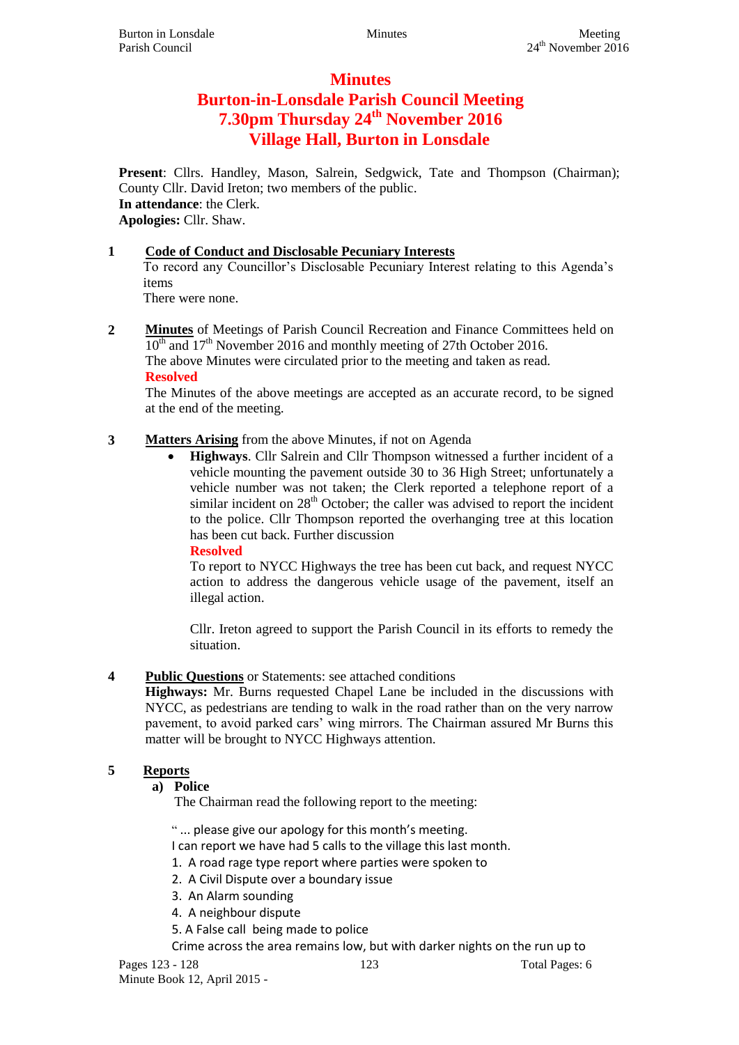# Minutes

# Burton-in-Lonsdale Parish Council Meeting

# 7.30pm Thursday 24th November 2016

# Village Hall, Burton in Lonsdale

**Present**: Cllrs. Handley, Mason, Salrein, Sedgwick, Tate and Thompson (Chairman); County Cllr. David Ireton; two members of the public.
**In attendance**: the Clerk.
**Apologies:** Cllr. Shaw.

**1** **Code of Conduct and Disclosable Pecuniary Interests**
To record any Councillor's Disclosable Pecuniary Interest relating to this Agenda's items
There were none.

**2** **Minutes** of Meetings of Parish Council Recreation and Finance Committees held on 10th and 17th November 2016 and monthly meeting of 27th October 2016.
The above Minutes were circulated prior to the meeting and taken as read.
**Resolved**
The Minutes of the above meetings are accepted as an accurate record, to be signed at the end of the meeting.

**3** **Matters Arising** from the above Minutes, if not on Agenda

- **Highways**. Cllr Salrein and Cllr Thompson witnessed a further incident of a vehicle mounting the pavement outside 30 to 36 High Street; unfortunately a vehicle number was not taken; the Clerk reported a telephone report of a similar incident on 28th October; the caller was advised to report the incident to the police. Cllr Thompson reported the overhanging tree at this location has been cut back. Further discussion
  **Resolved**
  To report to NYCC Highways the tree has been cut back, and request NYCC action to address the dangerous vehicle usage of the pavement, itself an illegal action.

  Cllr. Ireton agreed to support the Parish Council in its efforts to remedy the situation.

**4** **Public Questions** or Statements: see attached conditions
**Highways:** Mr. Burns requested Chapel Lane be included in the discussions with NYCC, as pedestrians are tending to walk in the road rather than on the very narrow pavement, to avoid parked cars' wing mirrors. The Chairman assured Mr Burns this matter will be brought to NYCC Highways attention.

**5** **Reports**

**a) Police**
The Chairman read the following report to the meeting:

" ... please give our apology for this month's meeting.
I can report we have had 5 calls to the village this last month.

1. A road rage type report where parties were spoken to
2. A Civil Dispute over a boundary issue
3. An Alarm sounding
4. A neighbour dispute
5. A False call being made to police

Crime across the area remains low, but with darker nights on the run up to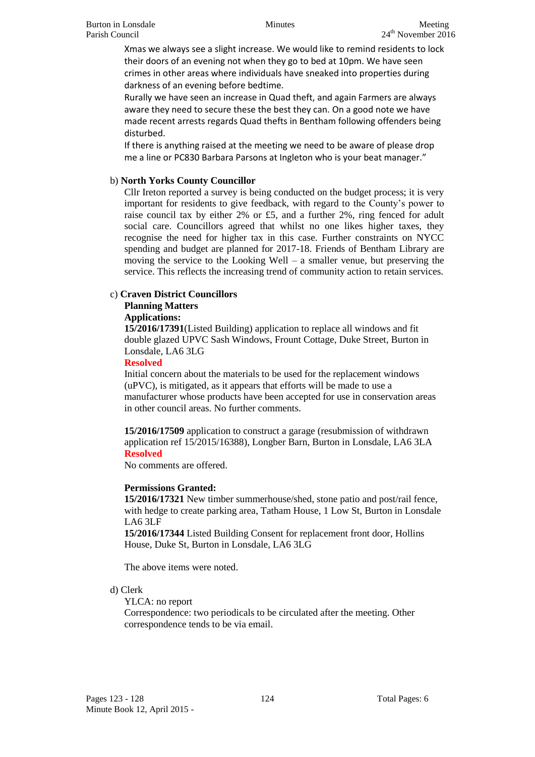Xmas we always see a slight increase. We would like to remind residents to lock their doors of an evening not when they go to bed at 10pm. We have seen crimes in other areas where individuals have sneaked into properties during darkness of an evening before bedtime.

Rurally we have seen an increase in Quad theft, and again Farmers are always aware they need to secure these the best they can. On a good note we have made recent arrests regards Quad thefts in Bentham following offenders being disturbed.

If there is anything raised at the meeting we need to be aware of please drop me a line or PC830 Barbara Parsons at Ingleton who is your beat manager."

b) **North Yorks County Councillor**

Cllr Ireton reported a survey is being conducted on the budget process; it is very important for residents to give feedback, with regard to the County's power to raise council tax by either 2% or £5, and a further 2%, ring fenced for adult social care. Councillors agreed that whilst no one likes higher taxes, they recognise the need for higher tax in this case. Further constraints on NYCC spending and budget are planned for 2017-18. Friends of Bentham Library are moving the service to the Looking Well – a smaller venue, but preserving the service. This reflects the increasing trend of community action to retain services.

c) **Craven District Councillors**

**Planning Matters**

**Applications:**

**15/2016/17391**(Listed Building) application to replace all windows and fit double glazed UPVC Sash Windows, Frount Cottage, Duke Street, Burton in Lonsdale, LA6 3LG

**Resolved**

Initial concern about the materials to be used for the replacement windows (uPVC), is mitigated, as it appears that efforts will be made to use a manufacturer whose products have been accepted for use in conservation areas in other council areas. No further comments.

**15/2016/17509** application to construct a garage (resubmission of withdrawn application ref 15/2015/16388), Longber Barn, Burton in Lonsdale, LA6 3LA

**Resolved**

No comments are offered.

**Permissions Granted:**

**15/2016/17321** New timber summerhouse/shed, stone patio and post/rail fence, with hedge to create parking area, Tatham House, 1 Low St, Burton in Lonsdale LA6 3LF

**15/2016/17344** Listed Building Consent for replacement front door, Hollins House, Duke St, Burton in Lonsdale, LA6 3LG

The above items were noted.

d) Clerk

YLCA: no report

Correspondence: two periodicals to be circulated after the meeting. Other correspondence tends to be via email.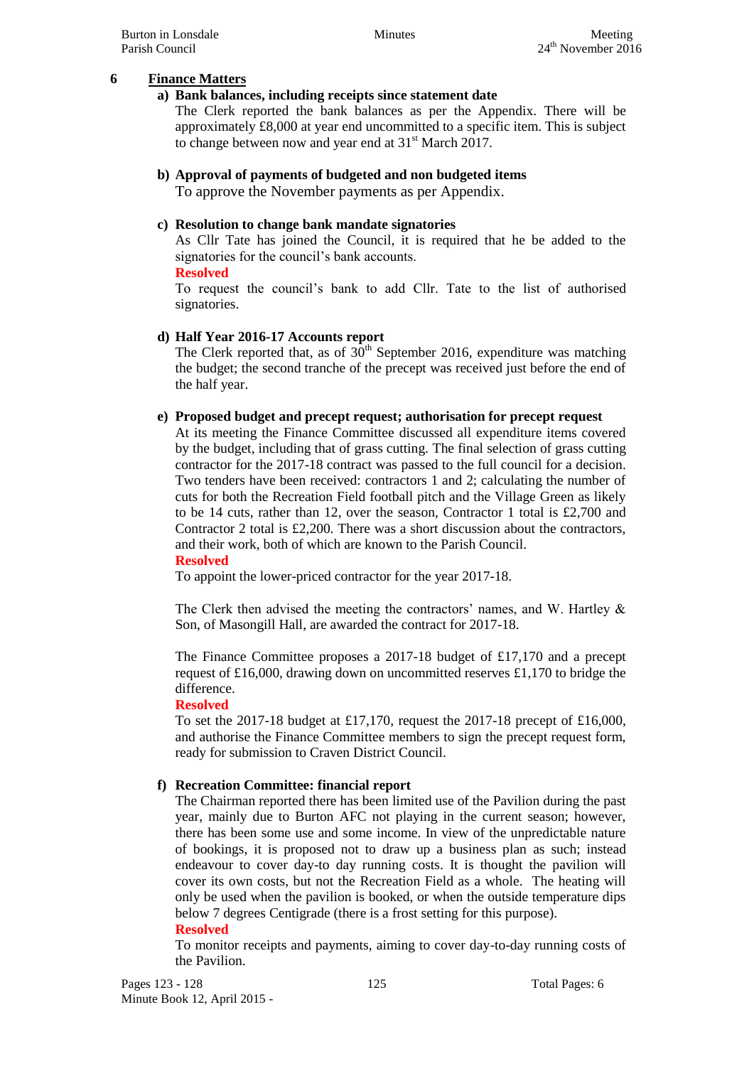## 6 Finance Matters

### a) Bank balances, including receipts since statement date

The Clerk reported the bank balances as per the Appendix. There will be approximately £8,000 at year end uncommitted to a specific item. This is subject to change between now and year end at 31st March 2017.

### b) Approval of payments of budgeted and non budgeted items

To approve the November payments as per Appendix.

### c) Resolution to change bank mandate signatories

As Cllr Tate has joined the Council, it is required that he be added to the signatories for the council's bank accounts.

**Resolved**

To request the council's bank to add Cllr. Tate to the list of authorised signatories.

### d) Half Year 2016-17 Accounts report

The Clerk reported that, as of 30th September 2016, expenditure was matching the budget; the second tranche of the precept was received just before the end of the half year.

### e) Proposed budget and precept request; authorisation for precept request

At its meeting the Finance Committee discussed all expenditure items covered by the budget, including that of grass cutting. The final selection of grass cutting contractor for the 2017-18 contract was passed to the full council for a decision. Two tenders have been received: contractors 1 and 2; calculating the number of cuts for both the Recreation Field football pitch and the Village Green as likely to be 14 cuts, rather than 12, over the season, Contractor 1 total is £2,700 and Contractor 2 total is £2,200. There was a short discussion about the contractors, and their work, both of which are known to the Parish Council.

**Resolved**

To appoint the lower-priced contractor for the year 2017-18.

The Clerk then advised the meeting the contractors' names, and W. Hartley & Son, of Masongill Hall, are awarded the contract for 2017-18.

The Finance Committee proposes a 2017-18 budget of £17,170 and a precept request of £16,000, drawing down on uncommitted reserves £1,170 to bridge the difference.

**Resolved**

To set the 2017-18 budget at £17,170, request the 2017-18 precept of £16,000, and authorise the Finance Committee members to sign the precept request form, ready for submission to Craven District Council.

### f) Recreation Committee: financial report

The Chairman reported there has been limited use of the Pavilion during the past year, mainly due to Burton AFC not playing in the current season; however, there has been some use and some income. In view of the unpredictable nature of bookings, it is proposed not to draw up a business plan as such; instead endeavour to cover day-to day running costs. It is thought the pavilion will cover its own costs, but not the Recreation Field as a whole. The heating will only be used when the pavilion is booked, or when the outside temperature dips below 7 degrees Centigrade (there is a frost setting for this purpose).

**Resolved**

To monitor receipts and payments, aiming to cover day-to-day running costs of the Pavilion.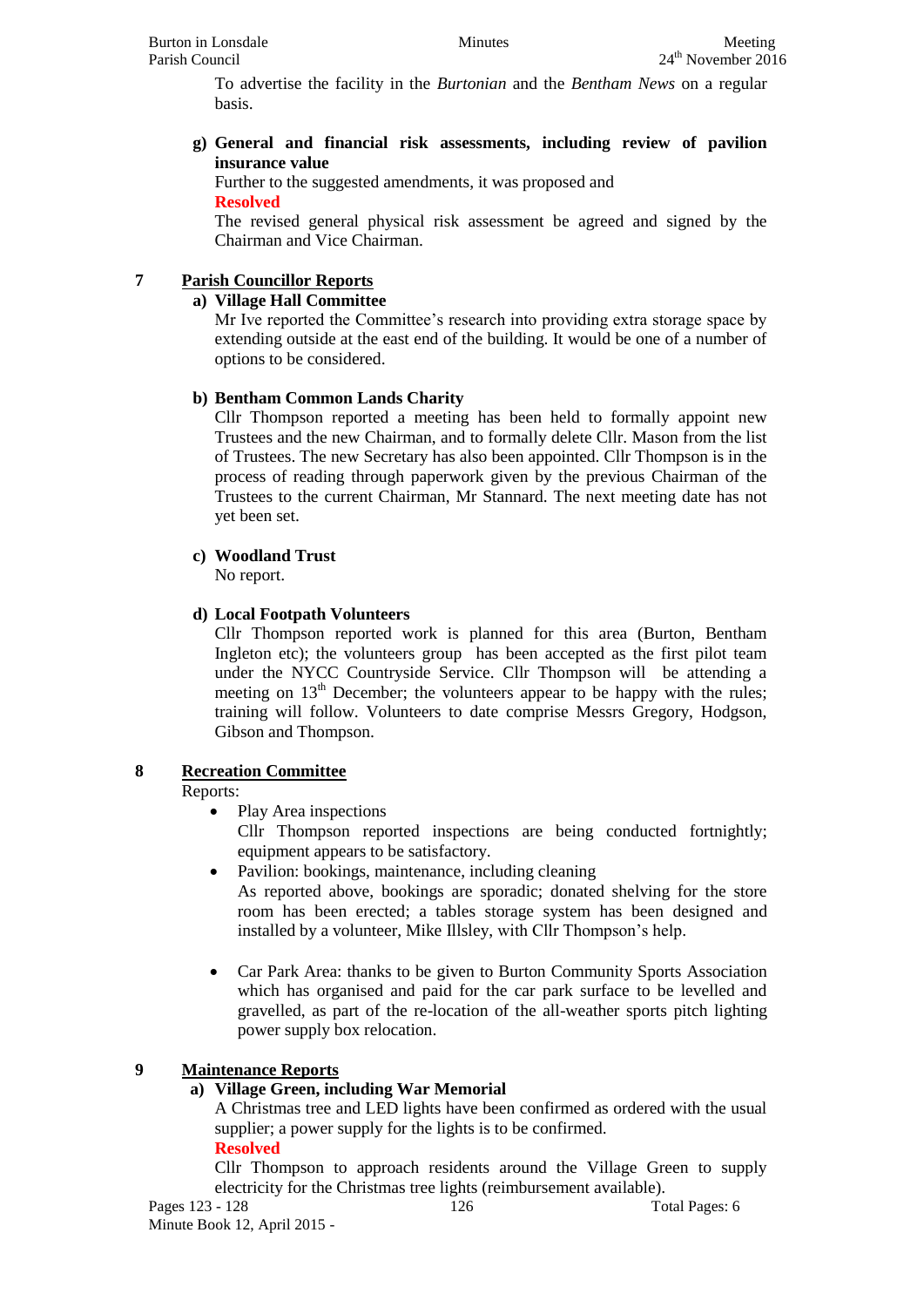To advertise the facility in the *Burtonian* and the *Bentham News* on a regular basis.

**g) General and financial risk assessments, including review of pavilion insurance value**

Further to the suggested amendments, it was proposed and

**Resolved**

The revised general physical risk assessment be agreed and signed by the Chairman and Vice Chairman.

## 7 Parish Councillor Reports

**a) Village Hall Committee**

Mr Ive reported the Committee's research into providing extra storage space by extending outside at the east end of the building. It would be one of a number of options to be considered.

**b) Bentham Common Lands Charity**

Cllr Thompson reported a meeting has been held to formally appoint new Trustees and the new Chairman, and to formally delete Cllr. Mason from the list of Trustees. The new Secretary has also been appointed. Cllr Thompson is in the process of reading through paperwork given by the previous Chairman of the Trustees to the current Chairman, Mr Stannard. The next meeting date has not yet been set.

**c) Woodland Trust**

No report.

**d) Local Footpath Volunteers**

Cllr Thompson reported work is planned for this area (Burton, Bentham Ingleton etc); the volunteers group has been accepted as the first pilot team under the NYCC Countryside Service. Cllr Thompson will be attending a meeting on 13th December; the volunteers appear to be happy with the rules; training will follow. Volunteers to date comprise Messrs Gregory, Hodgson, Gibson and Thompson.

## 8 Recreation Committee

Reports:

- Play Area inspections
  Cllr Thompson reported inspections are being conducted fortnightly; equipment appears to be satisfactory.
- Pavilion: bookings, maintenance, including cleaning
  As reported above, bookings are sporadic; donated shelving for the store room has been erected; a tables storage system has been designed and installed by a volunteer, Mike Illsley, with Cllr Thompson's help.
- Car Park Area: thanks to be given to Burton Community Sports Association which has organised and paid for the car park surface to be levelled and gravelled, as part of the re-location of the all-weather sports pitch lighting power supply box relocation.

## 9 Maintenance Reports

**a) Village Green, including War Memorial**

A Christmas tree and LED lights have been confirmed as ordered with the usual supplier; a power supply for the lights is to be confirmed.

**Resolved**

Cllr Thompson to approach residents around the Village Green to supply electricity for the Christmas tree lights (reimbursement available).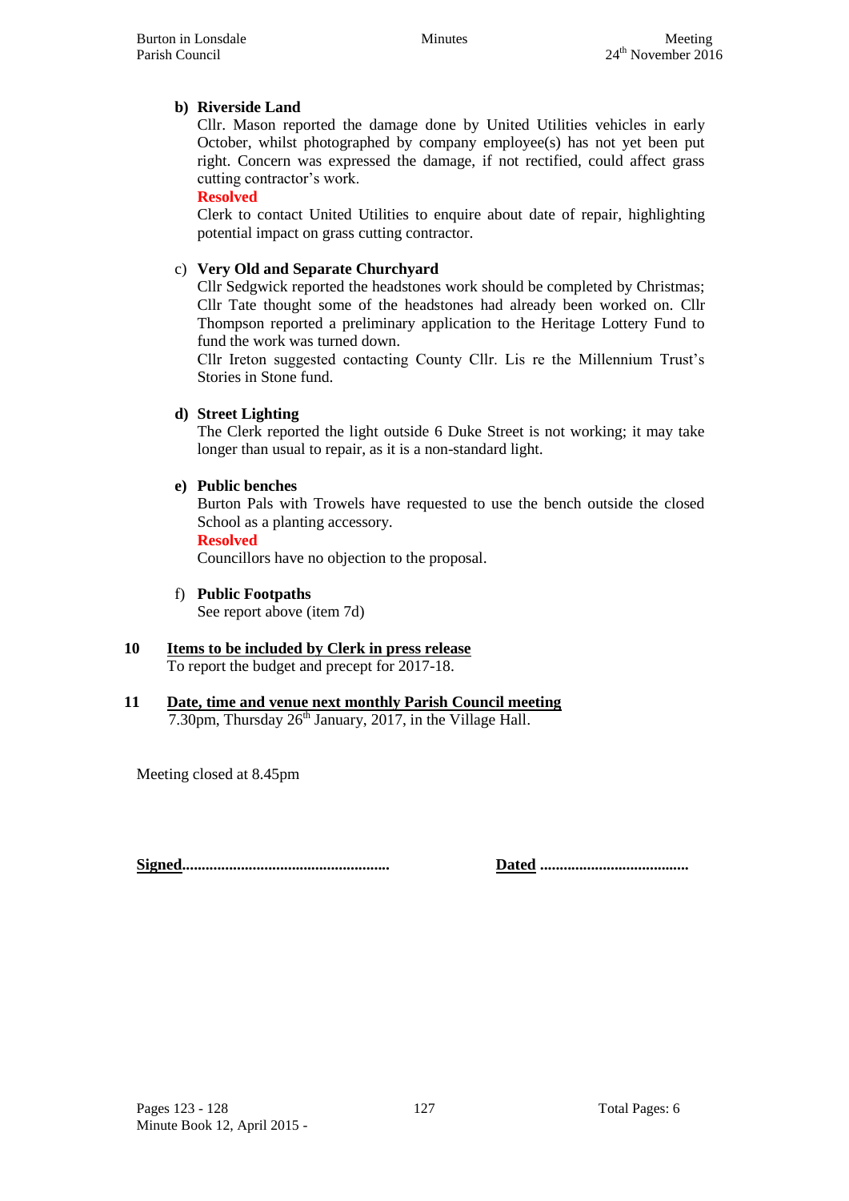**b) Riverside Land**

Cllr. Mason reported the damage done by United Utilities vehicles in early October, whilst photographed by company employee(s) has not yet been put right. Concern was expressed the damage, if not rectified, could affect grass cutting contractor's work.

**Resolved**

Clerk to contact United Utilities to enquire about date of repair, highlighting potential impact on grass cutting contractor.

c) **Very Old and Separate Churchyard**

Cllr Sedgwick reported the headstones work should be completed by Christmas; Cllr Tate thought some of the headstones had already been worked on. Cllr Thompson reported a preliminary application to the Heritage Lottery Fund to fund the work was turned down.

Cllr Ireton suggested contacting County Cllr. Lis re the Millennium Trust's Stories in Stone fund.

**d) Street Lighting**

The Clerk reported the light outside 6 Duke Street is not working; it may take longer than usual to repair, as it is a non-standard light.

**e) Public benches**

Burton Pals with Trowels have requested to use the bench outside the closed School as a planting accessory.

**Resolved**

Councillors have no objection to the proposal.

f) **Public Footpaths**

See report above (item 7d)

## 10 Items to be included by Clerk in press release

To report the budget and precept for 2017-18.

## 11 Date, time and venue next monthly Parish Council meeting

7.30pm, Thursday 26th January, 2017, in the Village Hall.

Meeting closed at 8.45pm

**Signed...................................................** **Dated .....................................**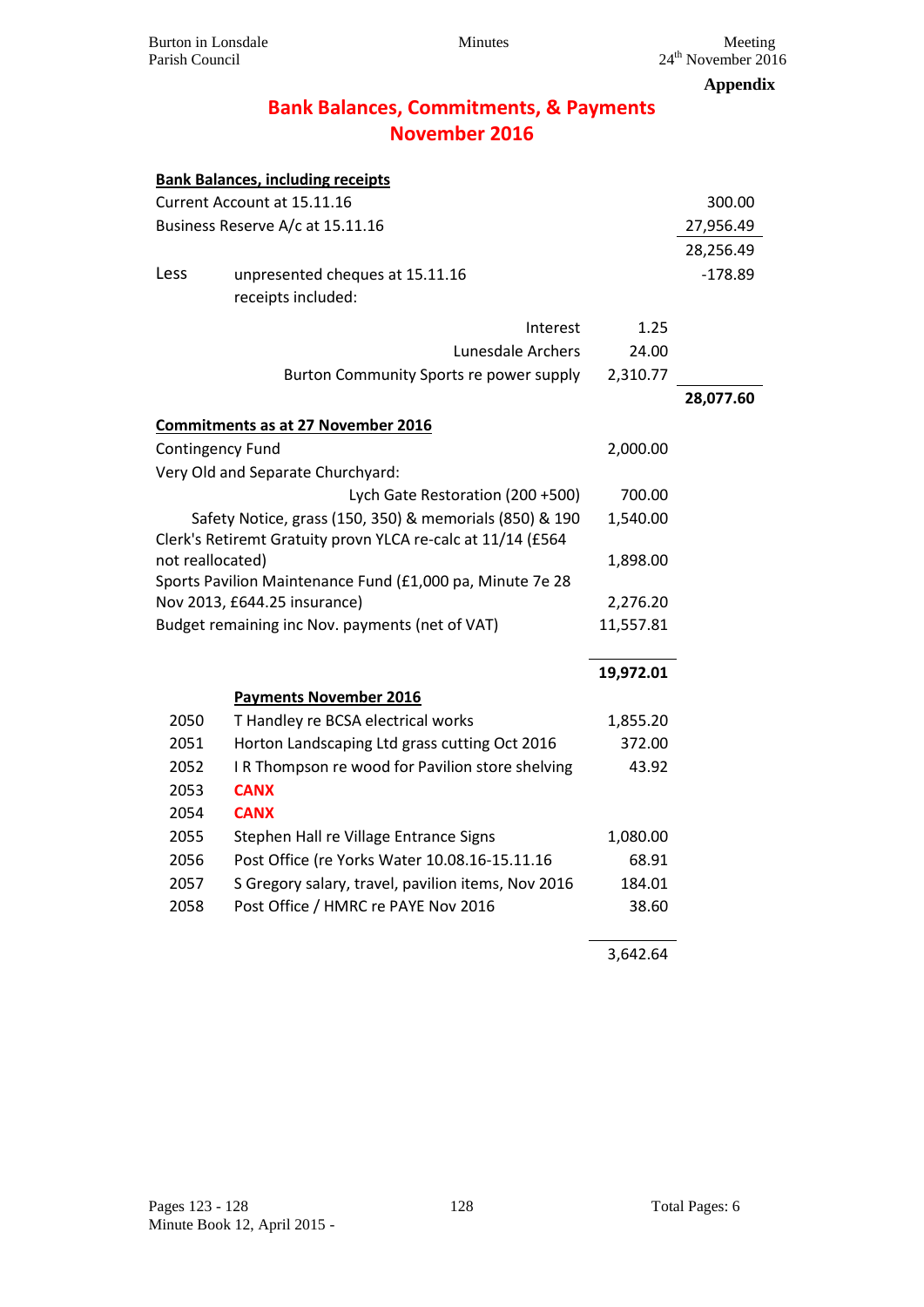**Appendix**

## Bank Balances, Commitments, & Payments November 2016

| | | | |
|---|---|---|---|
| **Bank Balances, including receipts** | | | |
| Current Account at 15.11.16 | | | 300.00 |
| Business Reserve A/c at 15.11.16 | | | 27,956.49 |
| | | | 28,256.49 |
| Less | unpresented cheques at 15.11.16 | | -178.89 |
| | receipts included: | | |
| | Interest | 1.25 | |
| | Lunesdale Archers | 24.00 | |
| | Burton Community Sports re power supply | 2,310.77 | |
| | | | **28,077.60** |

| | | |
|---|---|---|
| **Commitments as at 27 November 2016** | | |
| Contingency Fund | | 2,000.00 |
| Very Old and Separate Churchyard: | | |
| | Lych Gate Restoration (200 +500) | 700.00 |
| | Safety Notice, grass (150, 350) & memorials (850) & 190 | 1,540.00 |
| Clerk's Retiremt Gratuity provn YLCA re-calc at 11/14 (£564 not reallocated) | | 1,898.00 |
| Sports Pavilion Maintenance Fund (£1,000 pa, Minute 7e 28 Nov 2013, £644.25 insurance) | | 2,276.20 |
| Budget remaining inc Nov. payments (net of VAT) | | 11,557.81 |
| | | **19,972.01** |

**Payments November 2016**

| | | |
|---|---|---|
| 2050 | T Handley re BCSA electrical works | 1,855.20 |
| 2051 | Horton Landscaping Ltd grass cutting Oct 2016 | 372.00 |
| 2052 | I R Thompson re wood for Pavilion store shelving | 43.92 |
| 2053 | **CANX** | |
| 2054 | **CANX** | |
| 2055 | Stephen Hall re Village Entrance Signs | 1,080.00 |
| 2056 | Post Office (re Yorks Water 10.08.16-15.11.16 | 68.91 |
| 2057 | S Gregory salary, travel, pavilion items, Nov 2016 | 184.01 |
| 2058 | Post Office / HMRC re PAYE Nov 2016 | 38.60 |
| | | 3,642.64 |